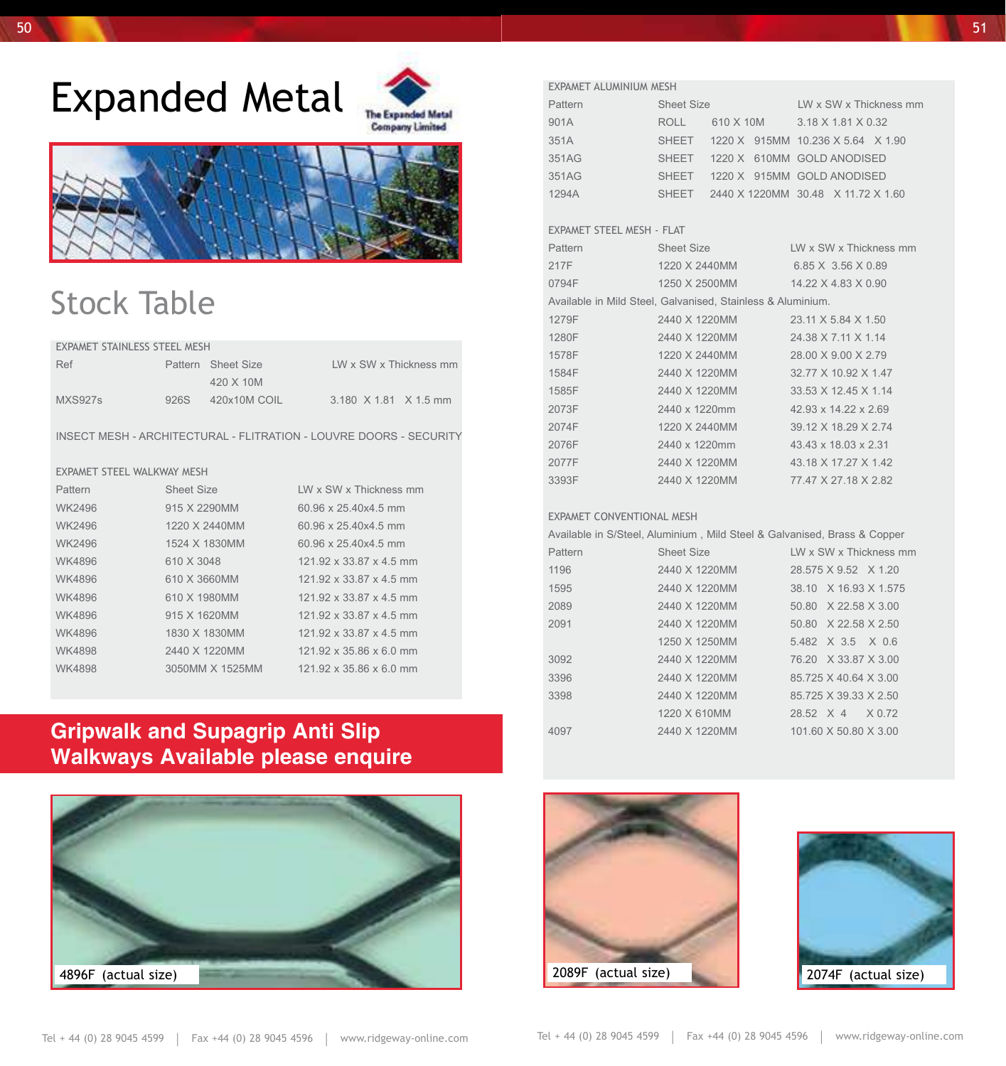# Expanded Metal

The Expanded Metal Company Limited

## Stock Table

**EXPAMET STAINLESS STEEL MESH**

| Ref | Pattern | Sheet Size | LW x SW x Thickness mm |
|---|---|---|---|
| | | 420 X 10M | |
| MXS927s | 926S | 420x10M COIL | 3.180 X 1.81 X 1.5 mm |

INSECT MESH - ARCHITECTURAL - FLITRATION - LOUVRE DOORS - SECURITY

**EXPAMET STEEL WALKWAY MESH**

| Pattern | Sheet Size | LW x SW x Thickness mm |
|---|---|---|
| WK2496 | 915 X 2290MM | 60.96 x 25.40x4.5 mm |
| WK2496 | 1220 X 2440MM | 60.96 x 25.40x4.5 mm |
| WK2496 | 1524 X 1830MM | 60.96 x 25.40x4.5 mm |
| WK4896 | 610 X 3048 | 121.92 x 33.87 x 4.5 mm |
| WK4896 | 610 X 3660MM | 121.92 x 33.87 x 4.5 mm |
| WK4896 | 610 X 1980MM | 121.92 x 33.87 x 4.5 mm |
| WK4896 | 915 X 1620MM | 121.92 x 33.87 x 4.5 mm |
| WK4896 | 1830 X 1830MM | 121.92 x 33.87 x 4.5 mm |
| WK4898 | 2440 X 1220MM | 121.92 x 35.86 x 6.0 mm |
| WK4898 | 3050MM X 1525MM | 121.92 x 35.86 x 6.0 mm |

**Gripwalk and Supagrip Anti Slip Walkways Available please enquire**

4896F (actual size)

**EXPAMET ALUMINIUM MESH**

| Pattern | Sheet Size | | LW x SW x Thickness mm |
|---|---|---|---|
| 901A | ROLL | 610 X 10M | 3.18 X 1.81 X 0.32 |
| 351A | SHEET | 1220 X 915MM | 10.236 X 5.64 X 1.90 |
| 351AG | SHEET | 1220 X 610MM | GOLD ANODISED |
| 351AG | SHEET | 1220 X 915MM | GOLD ANODISED |
| 1294A | SHEET | 2440 X 1220MM | 30.48 X 11.72 X 1.60 |

**EXPAMET STEEL MESH - FLAT**

| Pattern | Sheet Size | LW x SW x Thickness mm |
|---|---|---|
| 217F | 1220 X 2440MM | 6.85 X 3.56 X 0.89 |
| 0794F | 1250 X 2500MM | 14.22 X 4.83 X 0.90 |
| Available in Mild Steel, Galvanised, Stainless & Aluminium. | | |
| 1279F | 2440 X 1220MM | 23.11 X 5.84 X 1.50 |
| 1280F | 2440 X 1220MM | 24.38 X 7.11 X 1.14 |
| 1578F | 1220 X 2440MM | 28.00 X 9.00 X 2.79 |
| 1584F | 2440 X 1220MM | 32.77 X 10.92 X 1.47 |
| 1585F | 2440 X 1220MM | 33.53 X 12.45 X 1.14 |
| 2073F | 2440 x 1220mm | 42.93 x 14.22 x 2.69 |
| 2074F | 1220 X 2440MM | 39.12 X 18.29 X 2.74 |
| 2076F | 2440 x 1220mm | 43.43 x 18.03 x 2.31 |
| 2077F | 2440 X 1220MM | 43.18 X 17.27 X 1.42 |
| 3393F | 2440 X 1220MM | 77.47 X 27.18 X 2.82 |

**EXPAMET CONVENTIONAL MESH**

Available in S/Steel, Aluminium , Mild Steel & Galvanised, Brass & Copper

| Pattern | Sheet Size | LW x SW x Thickness mm |
|---|---|---|
| 1196 | 2440 X 1220MM | 28.575 X 9.52 X 1.20 |
| 1595 | 2440 X 1220MM | 38.10 X 16.93 X 1.575 |
| 2089 | 2440 X 1220MM | 50.80 X 22.58 X 3.00 |
| 2091 | 2440 X 1220MM | 50.80 X 22.58 X 2.50 |
| | 1250 X 1250MM | 5.482 X 3.5 X 0.6 |
| 3092 | 2440 X 1220MM | 76.20 X 33.87 X 3.00 |
| 3396 | 2440 X 1220MM | 85.725 X 40.64 X 3.00 |
| 3398 | 2440 X 1220MM | 85.725 X 39.33 X 2.50 |
| | 1220 X 610MM | 28.52 X 4 X 0.72 |
| 4097 | 2440 X 1220MM | 101.60 X 50.80 X 3.00 |

2089F (actual size)

2074F (actual size)

Tel + 44 (0) 28 9045 4599 | Fax +44 (0) 28 9045 4596 | www.ridgeway-online.com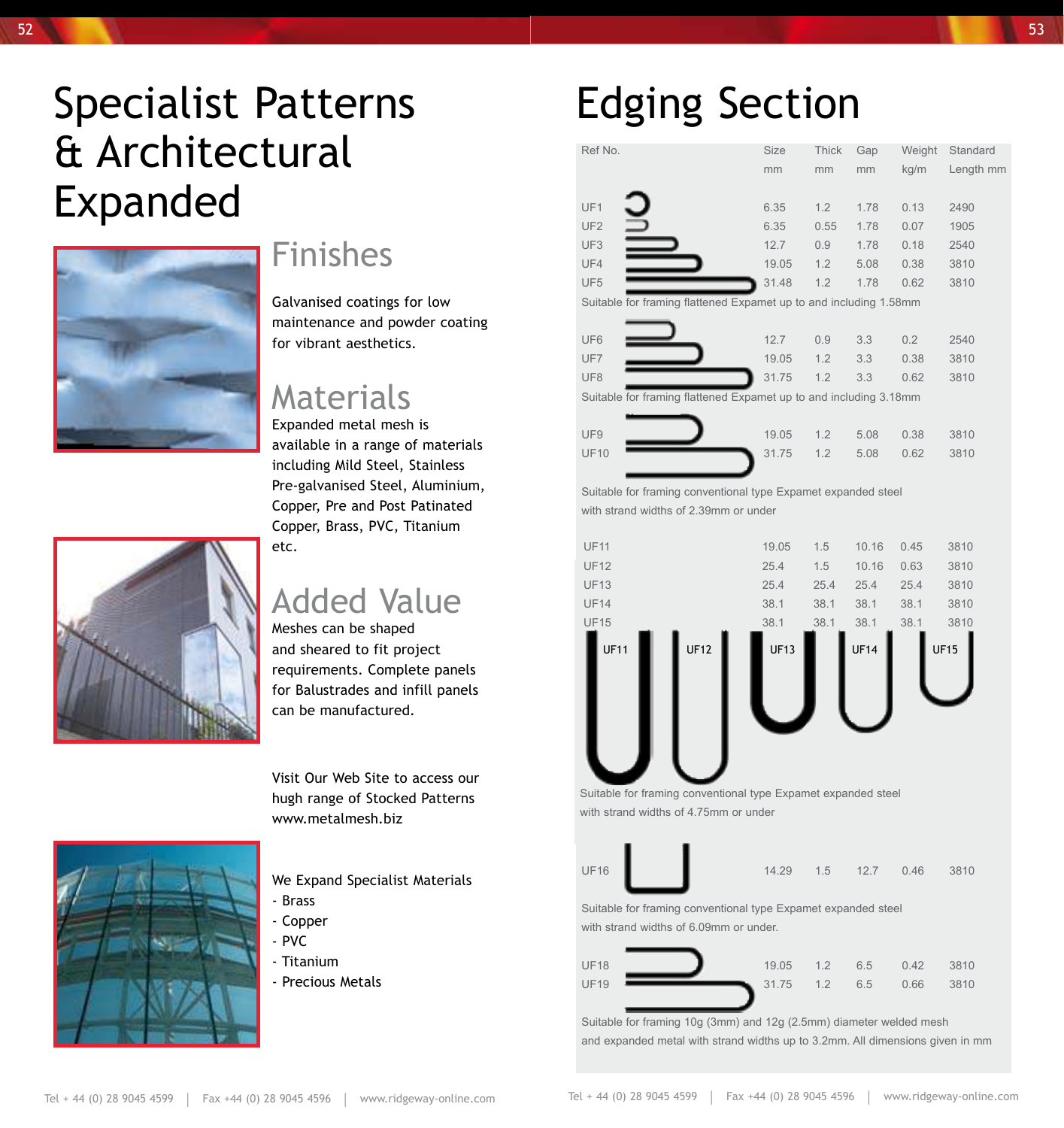# Specialist Patterns & Architectural Expanded

## Finishes

Galvanised coatings for low maintenance and powder coating for vibrant aesthetics.

## Materials

Expanded metal mesh is available in a range of materials including Mild Steel, Stainless Pre-galvanised Steel, Aluminium, Copper, Pre and Post Patinated Copper, Brass, PVC, Titanium etc.

## Added Value

Meshes can be shaped and sheared to fit project requirements. Complete panels for Balustrades and infill panels can be manufactured.

Visit Our Web Site to access our hugh range of Stocked Patterns www.metalmesh.biz

We Expand Specialist Materials

- Brass
- Copper
- PVC
- Titanium
- Precious Metals

# Edging Section

| Ref No. | Size mm | Thick mm | Gap mm | Weight kg/m | Standard Length mm |
|---|---|---|---|---|---|
| UF1 | 6.35 | 1.2 | 1.78 | 0.13 | 2490 |
| UF2 | 6.35 | 0.55 | 1.78 | 0.07 | 1905 |
| UF3 | 12.7 | 0.9 | 1.78 | 0.18 | 2540 |
| UF4 | 19.05 | 1.2 | 5.08 | 0.38 | 3810 |
| UF5 | 31.48 | 1.2 | 1.78 | 0.62 | 3810 |

Suitable for framing flattened Expamet up to and including 1.58mm

| Ref No. | Size mm | Thick mm | Gap mm | Weight kg/m | Standard Length mm |
|---|---|---|---|---|---|
| UF6 | 12.7 | 0.9 | 3.3 | 0.2 | 2540 |
| UF7 | 19.05 | 1.2 | 3.3 | 0.38 | 3810 |
| UF8 | 31.75 | 1.2 | 3.3 | 0.62 | 3810 |

Suitable for framing flattened Expamet up to and including 3.18mm

| Ref No. | Size mm | Thick mm | Gap mm | Weight kg/m | Standard Length mm |
|---|---|---|---|---|---|
| UF9 | 19.05 | 1.2 | 5.08 | 0.38 | 3810 |
| UF10 | 31.75 | 1.2 | 5.08 | 0.62 | 3810 |

Suitable for framing conventional type Expamet expanded steel with strand widths of 2.39mm or under

| Ref No. | Size mm | Thick mm | Gap mm | Weight kg/m | Standard Length mm |
|---|---|---|---|---|---|
| UF11 | 19.05 | 1.5 | 10.16 | 0.45 | 3810 |
| UF12 | 25.4 | 1.5 | 10.16 | 0.63 | 3810 |
| UF13 | 25.4 | 25.4 | 25.4 | 25.4 | 3810 |
| UF14 | 38.1 | 38.1 | 38.1 | 38.1 | 3810 |
| UF15 | 38.1 | 38.1 | 38.1 | 38.1 | 3810 |

UF11 UF12 UF13 UF14 UF15

Suitable for framing conventional type Expamet expanded steel with strand widths of 4.75mm or under

| Ref No. | Size mm | Thick mm | Gap mm | Weight kg/m | Standard Length mm |
|---|---|---|---|---|---|
| UF16 | 14.29 | 1.5 | 12.7 | 0.46 | 3810 |

Suitable for framing conventional type Expamet expanded steel with strand widths of 6.09mm or under.

| Ref No. | Size mm | Thick mm | Gap mm | Weight kg/m | Standard Length mm |
|---|---|---|---|---|---|
| UF18 | 19.05 | 1.2 | 6.5 | 0.42 | 3810 |
| UF19 | 31.75 | 1.2 | 6.5 | 0.66 | 3810 |

Suitable for framing 10g (3mm) and 12g (2.5mm) diameter welded mesh and expanded metal with strand widths up to 3.2mm. All dimensions given in mm